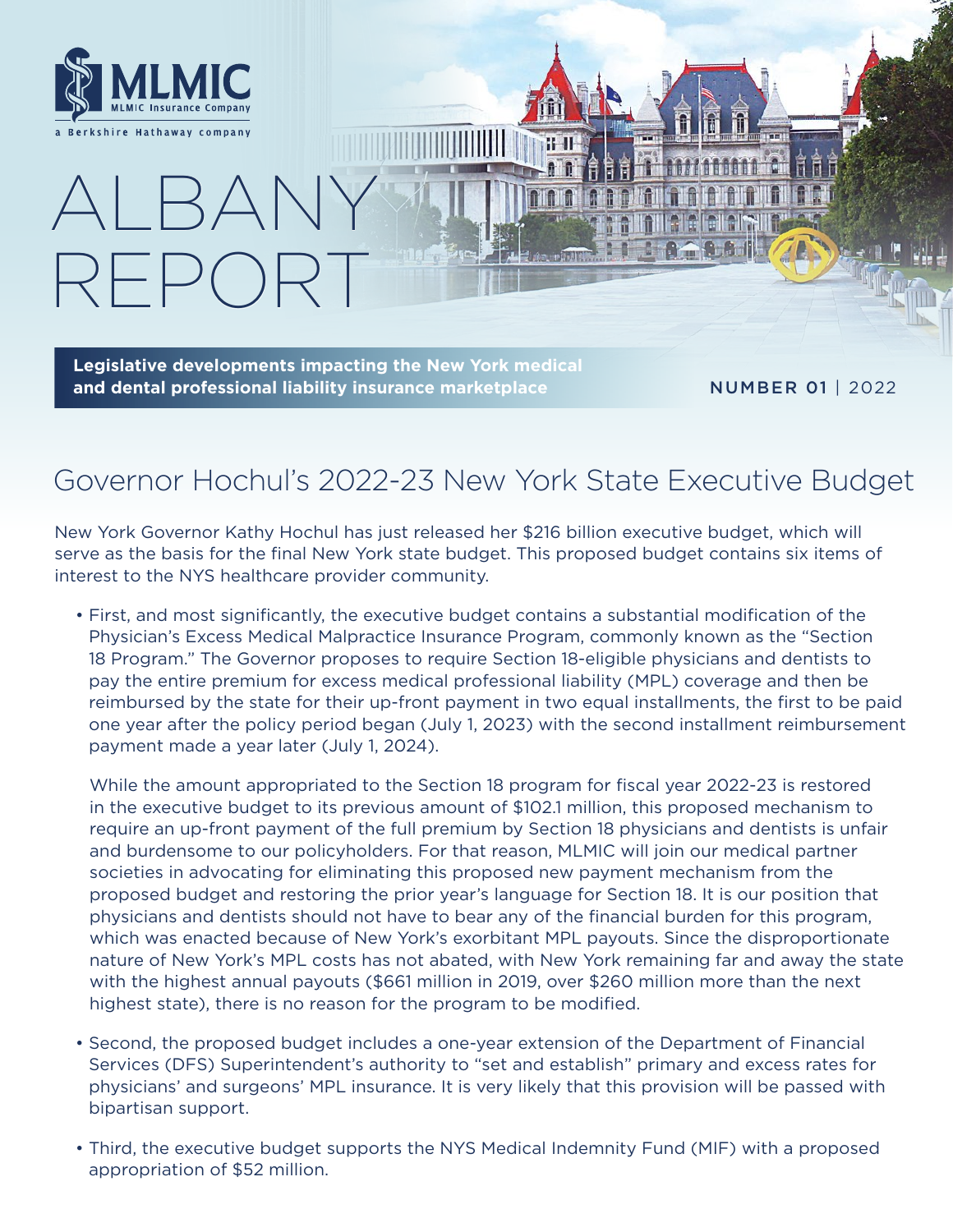MLMIC
MLMIC Insurance Company
a Berkshire Hathaway company

# ALBANY REPORT

**Legislative developments impacting the New York medical and dental professional liability insurance marketplace**

NUMBER 01 | 2022

## Governor Hochul's 2022-23 New York State Executive Budget

New York Governor Kathy Hochul has just released her $216 billion executive budget, which will serve as the basis for the final New York state budget. This proposed budget contains six items of interest to the NYS healthcare provider community.

- First, and most significantly, the executive budget contains a substantial modification of the Physician's Excess Medical Malpractice Insurance Program, commonly known as the "Section 18 Program." The Governor proposes to require Section 18-eligible physicians and dentists to pay the entire premium for excess medical professional liability (MPL) coverage and then be reimbursed by the state for their up-front payment in two equal installments, the first to be paid one year after the policy period began (July 1, 2023) with the second installment reimbursement payment made a year later (July 1, 2024).

  While the amount appropriated to the Section 18 program for fiscal year 2022-23 is restored in the executive budget to its previous amount of $102.1 million, this proposed mechanism to require an up-front payment of the full premium by Section 18 physicians and dentists is unfair and burdensome to our policyholders. For that reason, MLMIC will join our medical partner societies in advocating for eliminating this proposed new payment mechanism from the proposed budget and restoring the prior year's language for Section 18. It is our position that physicians and dentists should not have to bear any of the financial burden for this program, which was enacted because of New York's exorbitant MPL payouts. Since the disproportionate nature of New York's MPL costs has not abated, with New York remaining far and away the state with the highest annual payouts ($661 million in 2019, over $260 million more than the next highest state), there is no reason for the program to be modified.

- Second, the proposed budget includes a one-year extension of the Department of Financial Services (DFS) Superintendent's authority to "set and establish" primary and excess rates for physicians' and surgeons' MPL insurance. It is very likely that this provision will be passed with bipartisan support.

- Third, the executive budget supports the NYS Medical Indemnity Fund (MIF) with a proposed appropriation of $52 million.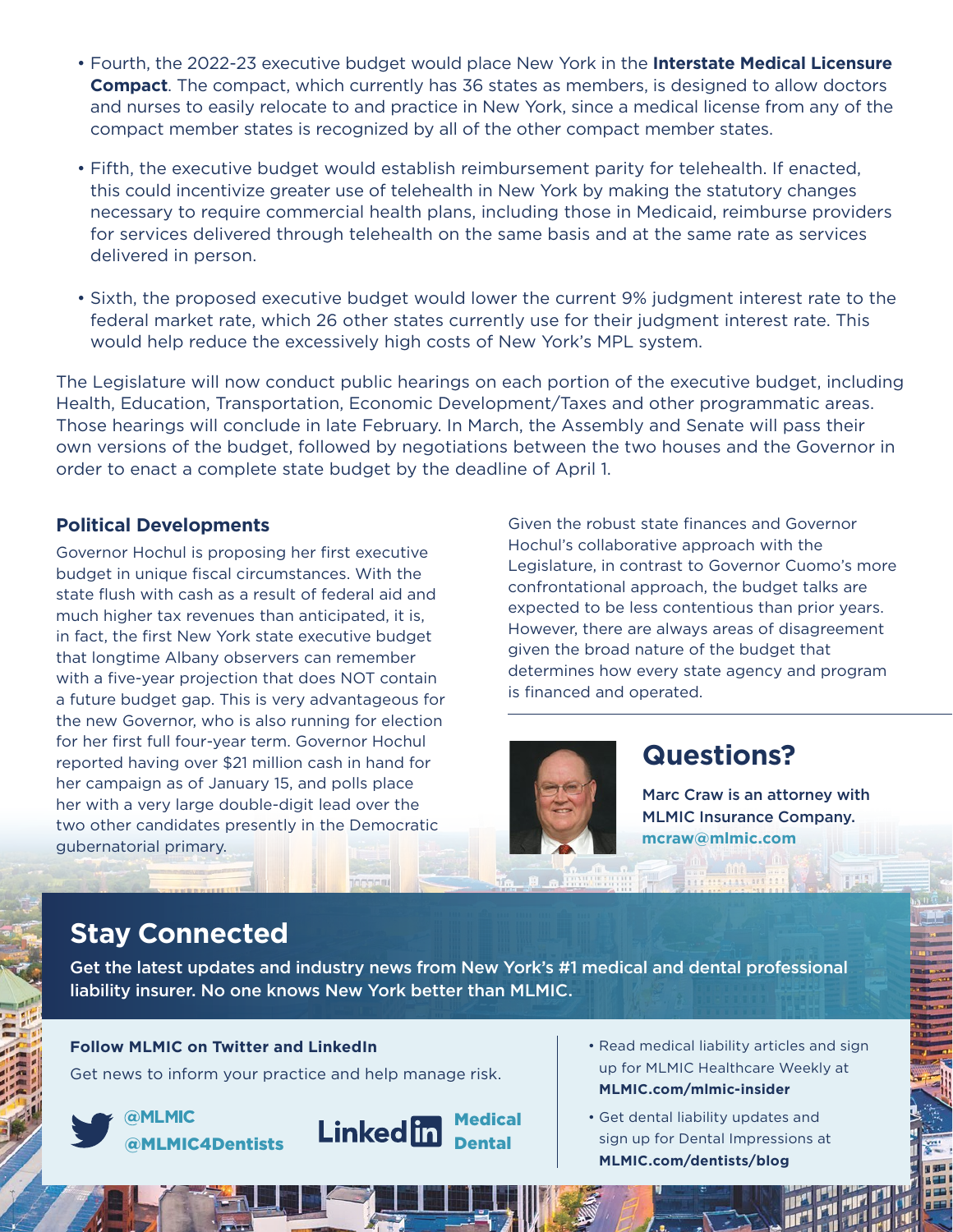- Fourth, the 2022-23 executive budget would place New York in the **Interstate Medical Licensure Compact**. The compact, which currently has 36 states as members, is designed to allow doctors and nurses to easily relocate to and practice in New York, since a medical license from any of the compact member states is recognized by all of the other compact member states.
- Fifth, the executive budget would establish reimbursement parity for telehealth. If enacted, this could incentivize greater use of telehealth in New York by making the statutory changes necessary to require commercial health plans, including those in Medicaid, reimburse providers for services delivered through telehealth on the same basis and at the same rate as services delivered in person.
- Sixth, the proposed executive budget would lower the current 9% judgment interest rate to the federal market rate, which 26 other states currently use for their judgment interest rate. This would help reduce the excessively high costs of New York's MPL system.

The Legislature will now conduct public hearings on each portion of the executive budget, including Health, Education, Transportation, Economic Development/Taxes and other programmatic areas. Those hearings will conclude in late February. In March, the Assembly and Senate will pass their own versions of the budget, followed by negotiations between the two houses and the Governor in order to enact a complete state budget by the deadline of April 1.

### Political Developments

Governor Hochul is proposing her first executive budget in unique fiscal circumstances. With the state flush with cash as a result of federal aid and much higher tax revenues than anticipated, it is, in fact, the first New York state executive budget that longtime Albany observers can remember with a five-year projection that does NOT contain a future budget gap. This is very advantageous for the new Governor, who is also running for election for her first full four-year term. Governor Hochul reported having over $21 million cash in hand for her campaign as of January 15, and polls place her with a very large double-digit lead over the two other candidates presently in the Democratic gubernatorial primary.

Given the robust state finances and Governor Hochul's collaborative approach with the Legislature, in contrast to Governor Cuomo's more confrontational approach, the budget talks are expected to be less contentious than prior years. However, there are always areas of disagreement given the broad nature of the budget that determines how every state agency and program is financed and operated.

## Questions?

**Marc Craw is an attorney with MLMIC Insurance Company.**
**mcraw@mlmic.com**

## Stay Connected

**Get the latest updates and industry news from New York's #1 medical and dental professional liability insurer. No one knows New York better than MLMIC.**

**Follow MLMIC on Twitter and LinkedIn**

Get news to inform your practice and help manage risk.

**@MLMIC**
**@MLMIC4Dentists**

LinkedIn **Medical** **Dental**

- Read medical liability articles and sign up for MLMIC Healthcare Weekly at **MLMIC.com/mlmic-insider**
- Get dental liability updates and sign up for Dental Impressions at **MLMIC.com/dentists/blog**